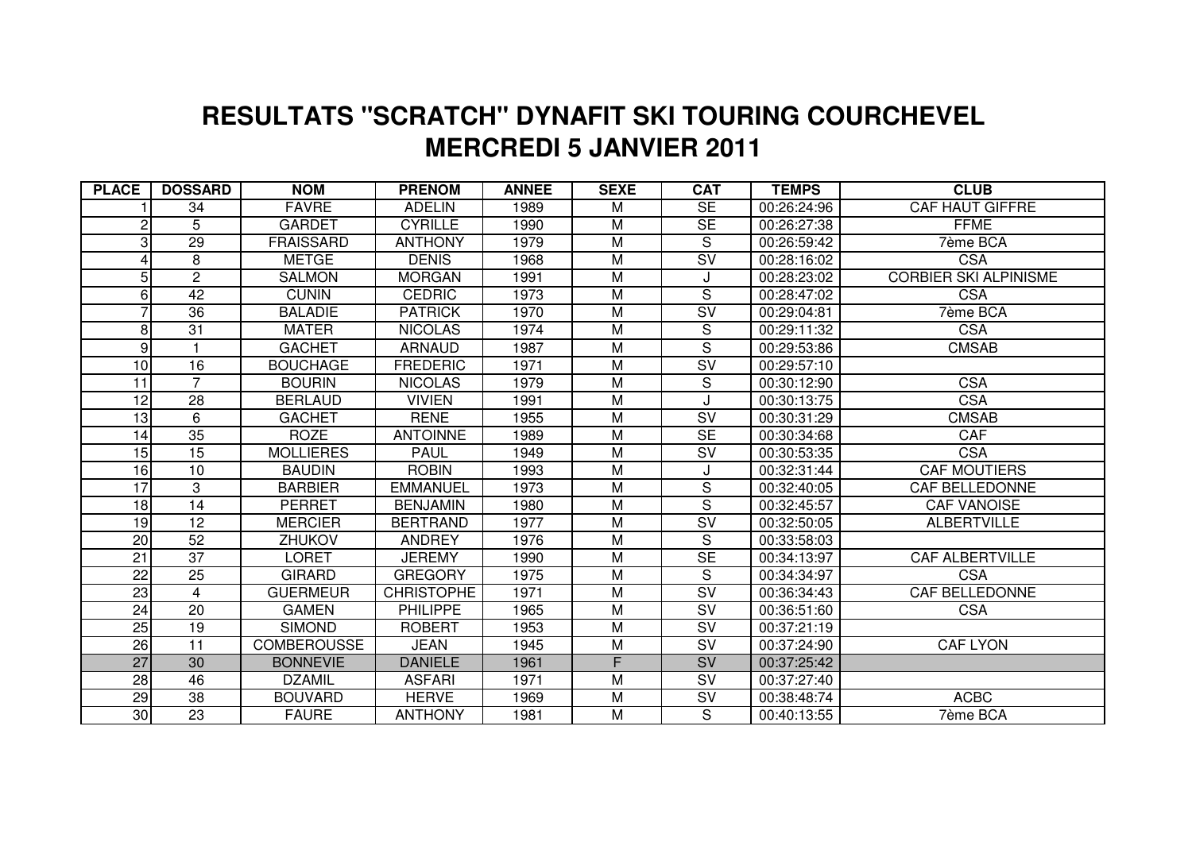# RESULTATS "SCRATCH" DYNAFIT SKI TOURING COURCHEVEL
# MERCREDI 5 JANVIER 2011

| PLACE | DOSSARD | NOM | PRENOM | ANNEE | SEXE | CAT | TEMPS | CLUB |
|---|---|---|---|---|---|---|---|---|
| 1 | 34 | FAVRE | ADELIN | 1989 | M | SE | 00:26:24:96 | CAF HAUT GIFFRE |
| 2 | 5 | GARDET | CYRILLE | 1990 | M | SE | 00:26:27:38 | FFME |
| 3 | 29 | FRAISSARD | ANTHONY | 1979 | M | S | 00:26:59:42 | 7ème BCA |
| 4 | 8 | METGE | DENIS | 1968 | M | SV | 00:28:16:02 | CSA |
| 5 | 2 | SALMON | MORGAN | 1991 | M | J | 00:28:23:02 | CORBIER SKI ALPINISME |
| 6 | 42 | CUNIN | CEDRIC | 1973 | M | S | 00:28:47:02 | CSA |
| 7 | 36 | BALADIE | PATRICK | 1970 | M | SV | 00:29:04:81 | 7ème BCA |
| 8 | 31 | MATER | NICOLAS | 1974 | M | S | 00:29:11:32 | CSA |
| 9 | 1 | GACHET | ARNAUD | 1987 | M | S | 00:29:53:86 | CMSAB |
| 10 | 16 | BOUCHAGE | FREDERIC | 1971 | M | SV | 00:29:57:10 | |
| 11 | 7 | BOURIN | NICOLAS | 1979 | M | S | 00:30:12:90 | CSA |
| 12 | 28 | BERLAUD | VIVIEN | 1991 | M | J | 00:30:13:75 | CSA |
| 13 | 6 | GACHET | RENE | 1955 | M | SV | 00:30:31:29 | CMSAB |
| 14 | 35 | ROZE | ANTOINNE | 1989 | M | SE | 00:30:34:68 | CAF |
| 15 | 15 | MOLLIERES | PAUL | 1949 | M | SV | 00:30:53:35 | CSA |
| 16 | 10 | BAUDIN | ROBIN | 1993 | M | J | 00:32:31:44 | CAF MOUTIERS |
| 17 | 3 | BARBIER | EMMANUEL | 1973 | M | S | 00:32:40:05 | CAF BELLEDONNE |
| 18 | 14 | PERRET | BENJAMIN | 1980 | M | S | 00:32:45:57 | CAF VANOISE |
| 19 | 12 | MERCIER | BERTRAND | 1977 | M | SV | 00:32:50:05 | ALBERTVILLE |
| 20 | 52 | ZHUKOV | ANDREY | 1976 | M | S | 00:33:58:03 | |
| 21 | 37 | LORET | JEREMY | 1990 | M | SE | 00:34:13:97 | CAF ALBERTVILLE |
| 22 | 25 | GIRARD | GREGORY | 1975 | M | S | 00:34:34:97 | CSA |
| 23 | 4 | GUERMEUR | CHRISTOPHE | 1971 | M | SV | 00:36:34:43 | CAF BELLEDONNE |
| 24 | 20 | GAMEN | PHILIPPE | 1965 | M | SV | 00:36:51:60 | CSA |
| 25 | 19 | SIMOND | ROBERT | 1953 | M | SV | 00:37:21:19 | |
| 26 | 11 | COMBEROUSSE | JEAN | 1945 | M | SV | 00:37:24:90 | CAF LYON |
| 27 | 30 | BONNEVIE | DANIELE | 1961 | F | SV | 00:37:25:42 | |
| 28 | 46 | DZAMIL | ASFARI | 1971 | M | SV | 00:37:27:40 | |
| 29 | 38 | BOUVARD | HERVE | 1969 | M | SV | 00:38:48:74 | ACBC |
| 30 | 23 | FAURE | ANTHONY | 1981 | M | S | 00:40:13:55 | 7ème BCA |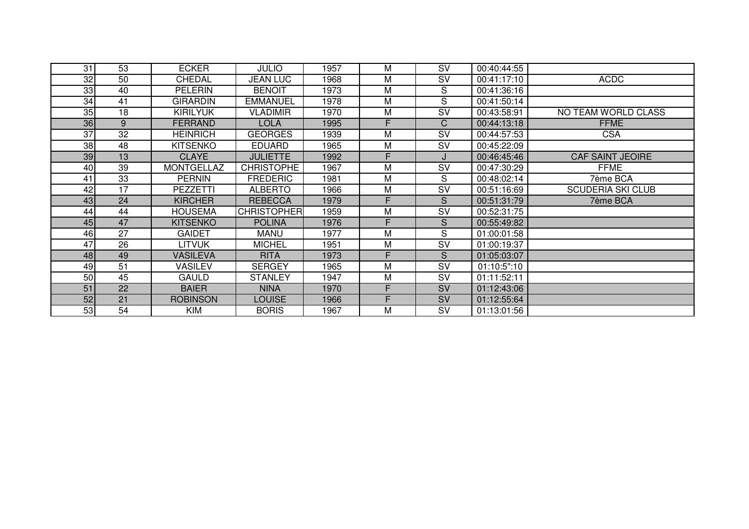| | | | | | | | | |
|---|---|---|---|---|---|---|---|---|
| 31 | 53 | ECKER | JULIO | 1957 | M | SV | 00:40:44:55 | |
| 32 | 50 | CHEDAL | JEAN LUC | 1968 | M | SV | 00:41:17:10 | ACDC |
| 33 | 40 | PELERIN | BENOIT | 1973 | M | S | 00:41:36:16 | |
| 34 | 41 | GIRARDIN | EMMANUEL | 1978 | M | S | 00:41:50:14 | |
| 35 | 18 | KIRILYUK | VLADIMIR | 1970 | M | SV | 00:43:58:91 | NO TEAM WORLD CLASS |
| 36 | 9 | FERRAND | LOLA | 1995 | F | C | 00:44:13:18 | FFME |
| 37 | 32 | HEINRICH | GEORGES | 1939 | M | SV | 00:44:57:53 | CSA |
| 38 | 48 | KITSENKO | EDUARD | 1965 | M | SV | 00:45:22:09 | |
| 39 | 13 | CLAYE | JULIETTE | 1992 | F | J | 00:46:45:46 | CAF SAINT JEOIRE |
| 40 | 39 | MONTGELLAZ | CHRISTOPHE | 1967 | M | SV | 00:47:30:29 | FFME |
| 41 | 33 | PERNIN | FREDERIC | 1981 | M | S | 00:48:02:14 | 7ème BCA |
| 42 | 17 | PEZZETTI | ALBERTO | 1966 | M | SV | 00:51:16:69 | SCUDERIA SKI CLUB |
| 43 | 24 | KIRCHER | REBECCA | 1979 | F | S | 00:51:31:79 | 7ème BCA |
| 44 | 44 | HOUSEMA | CHRISTOPHER | 1959 | M | SV | 00:52:31:75 | |
| 45 | 47 | KITSENKO | POLINA | 1976 | F | S | 00:55:49:82 | |
| 46 | 27 | GAIDET | MANU | 1977 | M | S | 01:00:01:58 | |
| 47 | 26 | LITVUK | MICHEL | 1951 | M | SV | 01:00:19:37 | |
| 48 | 49 | VASILEVA | RITA | 1973 | F | S | 01:05:03:07 | |
| 49 | 51 | VASILEV | SERGEY | 1965 | M | SV | 01:10:5":10 | |
| 50 | 45 | GAULD | STANLEY | 1947 | M | SV | 01:11:52:11 | |
| 51 | 22 | BAIER | NINA | 1970 | F | SV | 01:12:43:06 | |
| 52 | 21 | ROBINSON | LOUISE | 1966 | F | SV | 01:12:55:64 | |
| 53 | 54 | KIM | BORIS | 1967 | M | SV | 01:13:01:56 | |